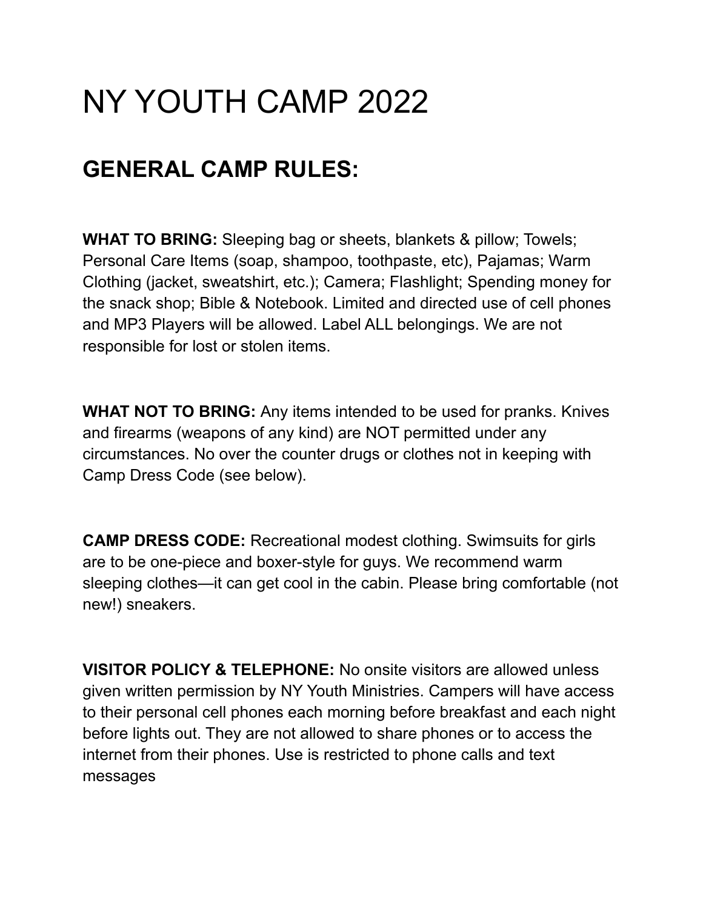# NY YOUTH CAMP 2022

## GENERAL CAMP RULES:

**WHAT TO BRING:** Sleeping bag or sheets, blankets & pillow; Towels; Personal Care Items (soap, shampoo, toothpaste, etc), Pajamas; Warm Clothing (jacket, sweatshirt, etc.); Camera; Flashlight; Spending money for the snack shop; Bible & Notebook. Limited and directed use of cell phones and MP3 Players will be allowed. Label ALL belongings. We are not responsible for lost or stolen items.

**WHAT NOT TO BRING:** Any items intended to be used for pranks. Knives and firearms (weapons of any kind) are NOT permitted under any circumstances. No over the counter drugs or clothes not in keeping with Camp Dress Code (see below).

**CAMP DRESS CODE:** Recreational modest clothing. Swimsuits for girls are to be one-piece and boxer-style for guys. We recommend warm sleeping clothes—it can get cool in the cabin. Please bring comfortable (not new!) sneakers.

**VISITOR POLICY & TELEPHONE:** No onsite visitors are allowed unless given written permission by NY Youth Ministries. Campers will have access to their personal cell phones each morning before breakfast and each night before lights out. They are not allowed to share phones or to access the internet from their phones. Use is restricted to phone calls and text messages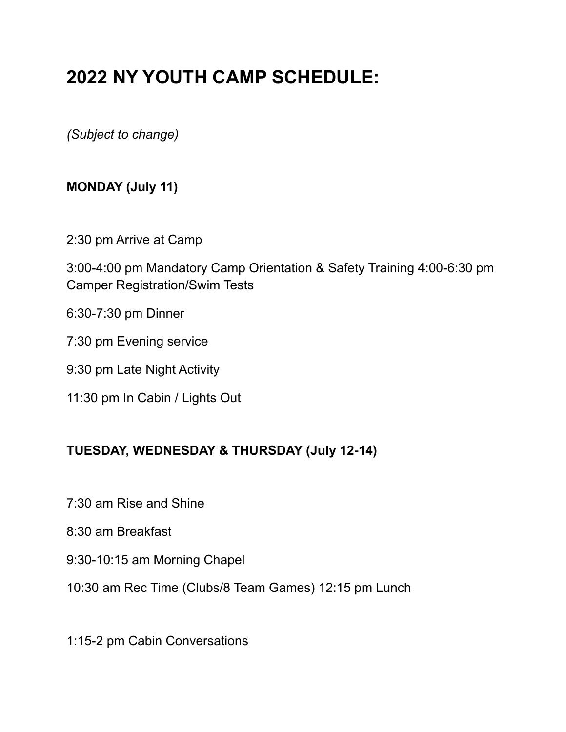# 2022 NY YOUTH CAMP SCHEDULE:

*(Subject to change)*

**MONDAY (July 11)**

2:30 pm Arrive at Camp

3:00-4:00 pm Mandatory Camp Orientation & Safety Training 4:00-6:30 pm Camper Registration/Swim Tests

6:30-7:30 pm Dinner

7:30 pm Evening service

9:30 pm Late Night Activity

11:30 pm In Cabin / Lights Out

**TUESDAY, WEDNESDAY & THURSDAY (July 12-14)**

7:30 am Rise and Shine

8:30 am Breakfast

9:30-10:15 am Morning Chapel

10:30 am Rec Time (Clubs/8 Team Games) 12:15 pm Lunch

1:15-2 pm Cabin Conversations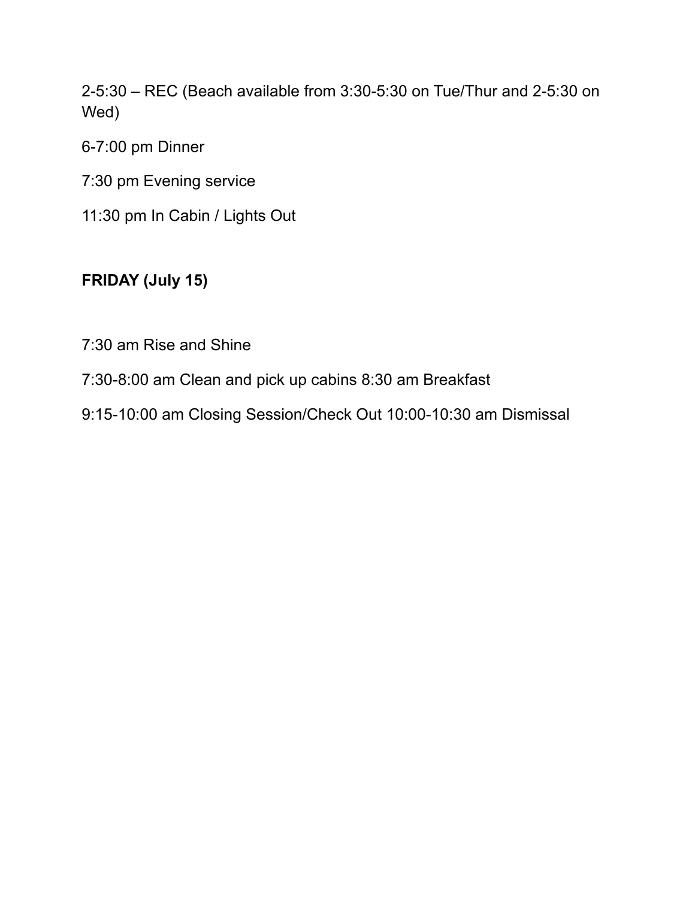2-5:30 – REC (Beach available from 3:30-5:30 on Tue/Thur and 2-5:30 on Wed)

6-7:00 pm Dinner

7:30 pm Evening service

11:30 pm In Cabin / Lights Out

**FRIDAY (July 15)**

7:30 am Rise and Shine

7:30-8:00 am Clean and pick up cabins 8:30 am Breakfast

9:15-10:00 am Closing Session/Check Out 10:00-10:30 am Dismissal